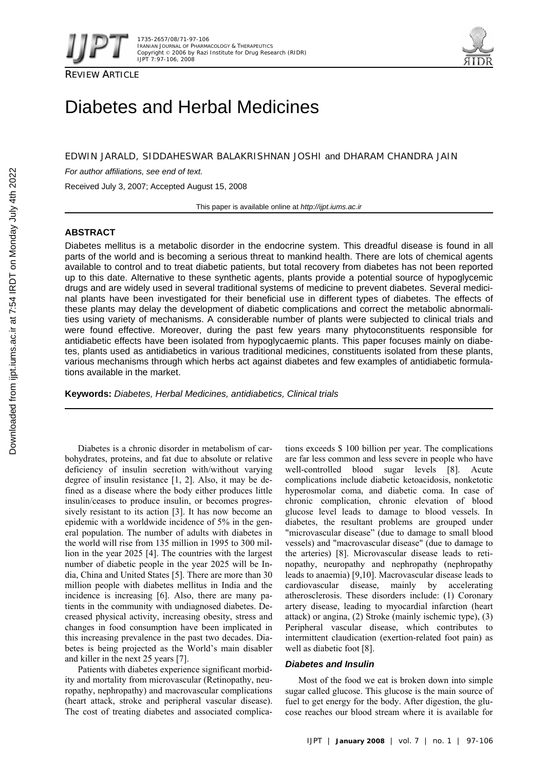REVIEW ARTICLE

# Diabetes and Herbal Medicines

EDWIN JARALD, SIDDAHESWAR BALAKRISHNAN JOSHI and DHARAM CHANDRA JAIN

*For author affiliations, see end of text.*

Received July 3, 2007; Accepted August 15, 2008

This paper is available online at *http://ijpt.iums.ac.ir*

## ABSTRACT

Diabetes mellitus is a metabolic disorder in the endocrine system. This dreadful disease is found in all parts of the world and is becoming a serious threat to mankind health. There are lots of chemical agents available to control and to treat diabetic patients, but total recovery from diabetes has not been reported up to this date. Alternative to these synthetic agents, plants provide a potential source of hypoglycemic drugs and are widely used in several traditional systems of medicine to prevent diabetes. Several medicinal plants have been investigated for their beneficial use in different types of diabetes. The effects of these plants may delay the development of diabetic complications and correct the metabolic abnormalities using variety of mechanisms. A considerable number of plants were subjected to clinical trials and were found effective. Moreover, during the past few years many phytoconstituents responsible for antidiabetic effects have been isolated from hypoglycaemic plants. This paper focuses mainly on diabetes, plants used as antidiabetics in various traditional medicines, constituents isolated from these plants, various mechanisms through which herbs act against diabetes and few examples of antidiabetic formulations available in the market.

**Keywords:** *Diabetes, Herbal Medicines, antidiabetics, Clinical trials*

Diabetes is a chronic disorder in metabolism of carbohydrates, proteins, and fat due to absolute or relative deficiency of insulin secretion with/without varying degree of insulin resistance [1, 2]. Also, it may be defined as a disease where the body either produces little insulin/ceases to produce insulin, or becomes progressively resistant to its action [3]. It has now become an epidemic with a worldwide incidence of 5% in the general population. The number of adults with diabetes in the world will rise from 135 million in 1995 to 300 million in the year 2025 [4]. The countries with the largest number of diabetic people in the year 2025 will be India, China and United States [5]. There are more than 30 million people with diabetes mellitus in India and the incidence is increasing [6]. Also, there are many patients in the community with undiagnosed diabetes. Decreased physical activity, increasing obesity, stress and changes in food consumption have been implicated in this increasing prevalence in the past two decades. Diabetes is being projected as the World's main disabler and killer in the next 25 years [7].

Patients with diabetes experience significant morbidity and mortality from microvascular (Retinopathy, neuropathy, nephropathy) and macrovascular complications (heart attack, stroke and peripheral vascular disease). The cost of treating diabetes and associated complications exceeds \$ 100 billion per year. The complications are far less common and less severe in people who have well-controlled blood sugar levels [8]. Acute complications include diabetic ketoacidosis, nonketotic hyperosmolar coma, and diabetic coma. In case of chronic complication, chronic elevation of blood glucose level leads to damage to blood vessels. In diabetes, the resultant problems are grouped under "microvascular disease" (due to damage to small blood vessels) and "macrovascular disease" (due to damage to the arteries) [8]. Microvascular disease leads to retinopathy, neuropathy and nephropathy (nephropathy leads to anaemia) [9,10]. Macrovascular disease leads to cardiovascular disease, mainly by accelerating atherosclerosis. These disorders include: (1) Coronary artery disease, leading to myocardial infarction (heart attack) or angina, (2) Stroke (mainly ischemic type), (3) Peripheral vascular disease, which contributes to intermittent claudication (exertion-related foot pain) as well as diabetic foot [8].

### *Diabetes and Insulin*

Most of the food we eat is broken down into simple sugar called glucose. This glucose is the main source of fuel to get energy for the body. After digestion, the glucose reaches our blood stream where it is available for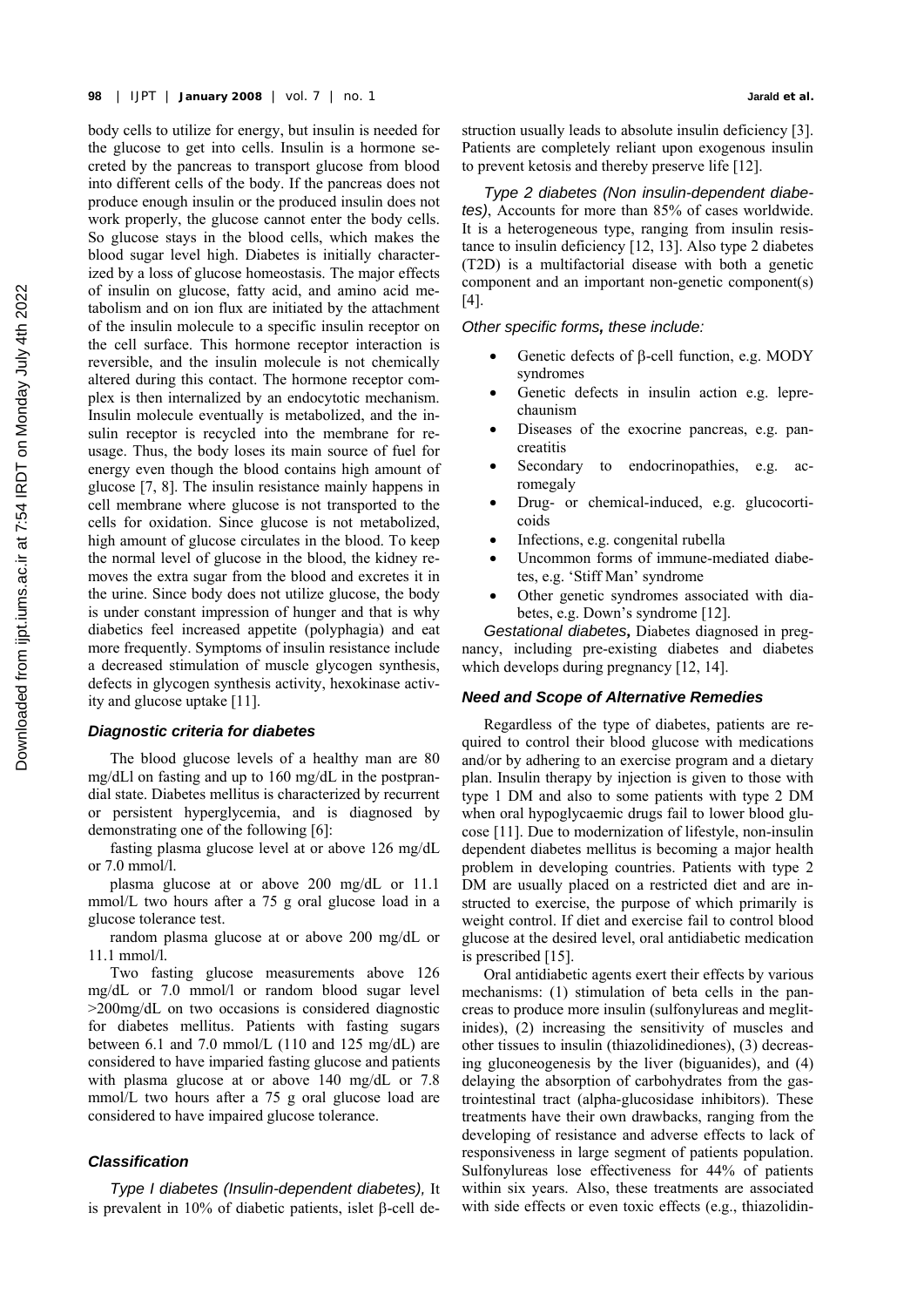body cells to utilize for energy, but insulin is needed for the glucose to get into cells. Insulin is a hormone secreted by the pancreas to transport glucose from blood into different cells of the body. If the pancreas does not produce enough insulin or the produced insulin does not work properly, the glucose cannot enter the body cells. So glucose stays in the blood cells, which makes the blood sugar level high. Diabetes is initially characterized by a loss of glucose homeostasis. The major effects of insulin on glucose, fatty acid, and amino acid metabolism and on ion flux are initiated by the attachment of the insulin molecule to a specific insulin receptor on the cell surface. This hormone receptor interaction is reversible, and the insulin molecule is not chemically altered during this contact. The hormone receptor complex is then internalized by an endocytotic mechanism. Insulin molecule eventually is metabolized, and the insulin receptor is recycled into the membrane for reusage. Thus, the body loses its main source of fuel for energy even though the blood contains high amount of glucose [7, 8]. The insulin resistance mainly happens in cell membrane where glucose is not transported to the cells for oxidation. Since glucose is not metabolized, high amount of glucose circulates in the blood. To keep the normal level of glucose in the blood, the kidney removes the extra sugar from the blood and excretes it in the urine. Since body does not utilize glucose, the body is under constant impression of hunger and that is why diabetics feel increased appetite (polyphagia) and eat more frequently. Symptoms of insulin resistance include a decreased stimulation of muscle glycogen synthesis, defects in glycogen synthesis activity, hexokinase activity and glucose uptake [11].

### Diagnostic criteria for diabetes

The blood glucose levels of a healthy man are 80 mg/dLl on fasting and up to 160 mg/dL in the postprandial state. Diabetes mellitus is characterized by recurrent or persistent hyperglycemia, and is diagnosed by demonstrating one of the following [6]:

fasting plasma glucose level at or above 126 mg/dL or 7.0 mmol/l.

plasma glucose at or above 200 mg/dL or 11.1 mmol/L two hours after a 75 g oral glucose load in a glucose tolerance test.

random plasma glucose at or above 200 mg/dL or 11.1 mmol/l.

Two fasting glucose measurements above 126 mg/dL or 7.0 mmol/l or random blood sugar level >200mg/dL on two occasions is considered diagnostic for diabetes mellitus. Patients with fasting sugars between 6.1 and 7.0 mmol/L (110 and 125 mg/dL) are considered to have imparied fasting glucose and patients with plasma glucose at or above 140 mg/dL or 7.8 mmol/L two hours after a 75 g oral glucose load are considered to have impaired glucose tolerance.

### Classification

*Type I diabetes (Insulin-dependent diabetes),* It is prevalent in 10% of diabetic patients, islet β-cell destruction usually leads to absolute insulin deficiency [3]. Patients are completely reliant upon exogenous insulin to prevent ketosis and thereby preserve life [12].

*Type 2 diabetes (Non insulin-dependent diabetes)*, Accounts for more than 85% of cases worldwide. It is a heterogeneous type, ranging from insulin resistance to insulin deficiency [12, 13]. Also type 2 diabetes (T2D) is a multifactorial disease with both a genetic component and an important non-genetic component(s) [4].

*Other specific forms, these include:*

- Genetic defects of β-cell function, e.g. MODY syndromes
- Genetic defects in insulin action e.g. leprechaunism
- Diseases of the exocrine pancreas, e.g. pancreatitis
- Secondary to endocrinopathies, e.g. acromegaly
- Drug- or chemical-induced, e.g. glucocorticoids
- Infections, e.g. congenital rubella
- Uncommon forms of immune-mediated diabetes, e.g. 'Stiff Man' syndrome
- Other genetic syndromes associated with diabetes, e.g. Down's syndrome [12].

*Gestational diabetes,* Diabetes diagnosed in pregnancy, including pre-existing diabetes and diabetes which develops during pregnancy [12, 14].

### Need and Scope of Alternative Remedies

Regardless of the type of diabetes, patients are required to control their blood glucose with medications and/or by adhering to an exercise program and a dietary plan. Insulin therapy by injection is given to those with type 1 DM and also to some patients with type 2 DM when oral hypoglycaemic drugs fail to lower blood glucose [11]. Due to modernization of lifestyle, non-insulin dependent diabetes mellitus is becoming a major health problem in developing countries. Patients with type 2 DM are usually placed on a restricted diet and are instructed to exercise, the purpose of which primarily is weight control. If diet and exercise fail to control blood glucose at the desired level, oral antidiabetic medication is prescribed [15].

Oral antidiabetic agents exert their effects by various mechanisms: (1) stimulation of beta cells in the pancreas to produce more insulin (sulfonylureas and meglitinides), (2) increasing the sensitivity of muscles and other tissues to insulin (thiazolidinediones), (3) decreasing gluconeogenesis by the liver (biguanides), and (4) delaying the absorption of carbohydrates from the gastrointestinal tract (alpha-glucosidase inhibitors). These treatments have their own drawbacks, ranging from the developing of resistance and adverse effects to lack of responsiveness in large segment of patients population. Sulfonylureas lose effectiveness for 44% of patients within six years. Also, these treatments are associated with side effects or even toxic effects (e.g., thiazolidin-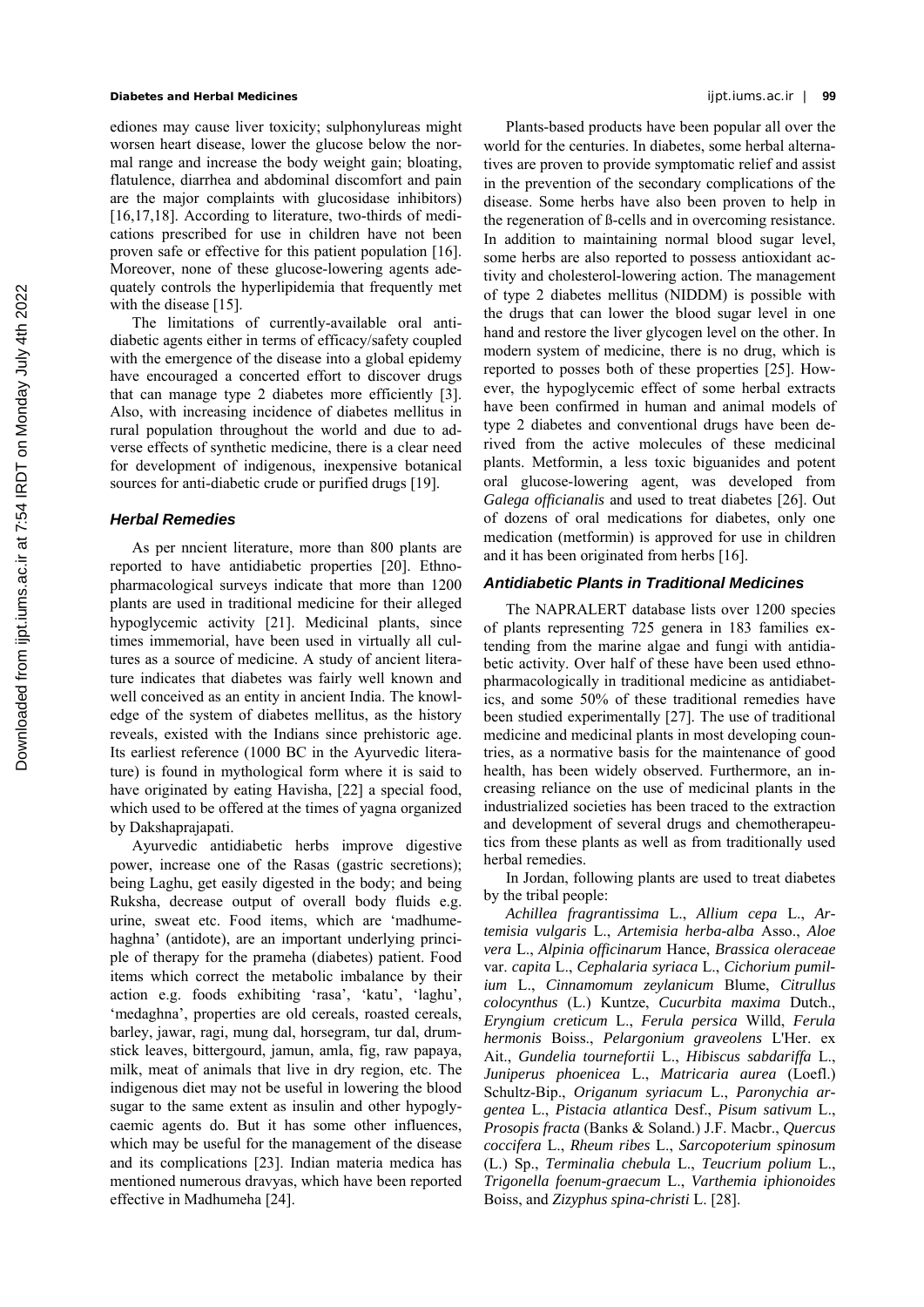ediones may cause liver toxicity; sulphonylureas might worsen heart disease, lower the glucose below the normal range and increase the body weight gain; bloating, flatulence, diarrhea and abdominal discomfort and pain are the major complaints with glucosidase inhibitors) [16,17,18]. According to literature, two-thirds of medications prescribed for use in children have not been proven safe or effective for this patient population [16]. Moreover, none of these glucose-lowering agents adequately controls the hyperlipidemia that frequently met with the disease [15].

The limitations of currently-available oral antidiabetic agents either in terms of efficacy/safety coupled with the emergence of the disease into a global epidemy have encouraged a concerted effort to discover drugs that can manage type 2 diabetes more efficiently [3]. Also, with increasing incidence of diabetes mellitus in rural population throughout the world and due to adverse effects of synthetic medicine, there is a clear need for development of indigenous, inexpensive botanical sources for anti-diabetic crude or purified drugs [19].

### Herbal Remedies

As per nncient literature, more than 800 plants are reported to have antidiabetic properties [20]. Ethnopharmacological surveys indicate that more than 1200 plants are used in traditional medicine for their alleged hypoglycemic activity [21]. Medicinal plants, since times immemorial, have been used in virtually all cultures as a source of medicine. A study of ancient literature indicates that diabetes was fairly well known and well conceived as an entity in ancient India. The knowledge of the system of diabetes mellitus, as the history reveals, existed with the Indians since prehistoric age. Its earliest reference (1000 BC in the Ayurvedic literature) is found in mythological form where it is said to have originated by eating Havisha, [22] a special food, which used to be offered at the times of yagna organized by Dakshaprajapati.

Ayurvedic antidiabetic herbs improve digestive power, increase one of the Rasas (gastric secretions); being Laghu, get easily digested in the body; and being Ruksha, decrease output of overall body fluids e.g. urine, sweat etc. Food items, which are 'madhumehaghna' (antidote), are an important underlying principle of therapy for the prameha (diabetes) patient. Food items which correct the metabolic imbalance by their action e.g. foods exhibiting 'rasa', 'katu', 'laghu', 'medaghna', properties are old cereals, roasted cereals, barley, jawar, ragi, mung dal, horsegram, tur dal, drumstick leaves, bittergourd, jamun, amla, fig, raw papaya, milk, meat of animals that live in dry region, etc. The indigenous diet may not be useful in lowering the blood sugar to the same extent as insulin and other hypoglycaemic agents do. But it has some other influences, which may be useful for the management of the disease and its complications [23]. Indian materia medica has mentioned numerous dravyas, which have been reported effective in Madhumeha [24].

Plants-based products have been popular all over the world for the centuries. In diabetes, some herbal alternatives are proven to provide symptomatic relief and assist in the prevention of the secondary complications of the disease. Some herbs have also been proven to help in the regeneration of ß-cells and in overcoming resistance. In addition to maintaining normal blood sugar level, some herbs are also reported to possess antioxidant activity and cholesterol-lowering action. The management of type 2 diabetes mellitus (NIDDM) is possible with the drugs that can lower the blood sugar level in one hand and restore the liver glycogen level on the other. In modern system of medicine, there is no drug, which is reported to posses both of these properties [25]. However, the hypoglycemic effect of some herbal extracts have been confirmed in human and animal models of type 2 diabetes and conventional drugs have been derived from the active molecules of these medicinal plants. Metformin, a less toxic biguanides and potent oral glucose-lowering agent, was developed from *Galega officianalis* and used to treat diabetes [26]. Out of dozens of oral medications for diabetes, only one medication (metformin) is approved for use in children and it has been originated from herbs [16].

### Antidiabetic Plants in Traditional Medicines

The NAPRALERT database lists over 1200 species of plants representing 725 genera in 183 families extending from the marine algae and fungi with antidiabetic activity. Over half of these have been used ethnopharmacologically in traditional medicine as antidiabetics, and some 50% of these traditional remedies have been studied experimentally [27]. The use of traditional medicine and medicinal plants in most developing countries, as a normative basis for the maintenance of good health, has been widely observed. Furthermore, an increasing reliance on the use of medicinal plants in the industrialized societies has been traced to the extraction and development of several drugs and chemotherapeutics from these plants as well as from traditionally used herbal remedies.

In Jordan, following plants are used to treat diabetes by the tribal people:

*Achillea fragrantissima* L., *Allium cepa* L., *Artemisia vulgaris* L., *Artemisia herba-alba* Asso., *Aloe vera* L., *Alpinia officinarum* Hance, *Brassica oleraceae* var. *capita* L., *Cephalaria syriaca* L., *Cichorium pumilium* L., *Cinnamomum zeylanicum* Blume, *Citrullus colocynthus* (L.) Kuntze, *Cucurbita maxima* Dutch., *Eryngium creticum* L., *Ferula persica* Willd, *Ferula hermonis* Boiss., *Pelargonium graveolens* L'Her. ex Ait., *Gundelia tournefortii* L., *Hibiscus sabdariffa* L., *Juniperus phoenicea* L., *Matricaria aurea* (Loefl.) Schultz-Bip., *Origanum syriacum* L., *Paronychia argentea* L., *Pistacia atlantica* Desf., *Pisum sativum* L., *Prosopis fracta* (Banks & Soland.) J.F. Macbr., *Quercus coccifera* L., *Rheum ribes* L., *Sarcopoterium spinosum* (L.) Sp., *Terminalia chebula* L., *Teucrium polium* L., *Trigonella foenum-graecum* L., *Varthemia iphionoides* Boiss, and *Zizyphus spina-christi* L. [28].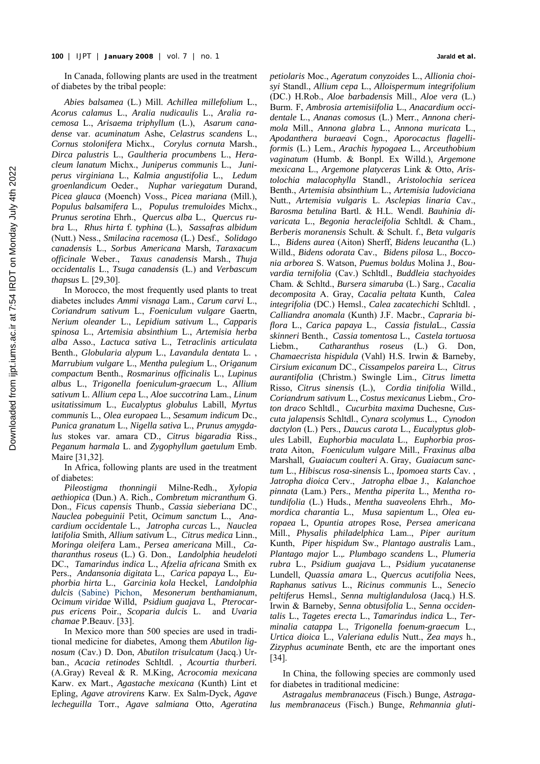In Canada, following plants are used in the treatment of diabetes by the tribal people:

*Abies balsamea* (L.) Mill. *Achillea millefolium* L., *Acorus calamus* L., *Aralia nudicaulis* L., *Aralia racemosa* L., *Arisaema triphyllum* (L.), *Asarum canadense* var. *acuminatum* Ashe, *Celastrus scandens* L., *Cornus stolonifera* Michx., *Corylus cornuta* Marsh., *Dirca palustris* L., *Gaultheria procumbens* L., *Heracleum lanatum* Michx., *Juniperus communis* L., *Juniperus virginiana* L., *Kalmia angustifolia* L., *Ledum groenlandicum* Oeder., *Nuphar variegatum* Durand, *Picea glauca* (Moench) Voss., *Picea mariana* (Mill.), *Populus balsamifera* L., *Populus tremuloides* Michx., *Prunus serotina* Ehrh., *Quercus alba* L., *Quercus rubra* L., *Rhus hirta* f. *typhina* (L.), *Sassafras albidum* (Nutt.) Ness., *Smilacina racemosa* (L.) Desf., *Solidago canadensis* L., *Sorbus Americana* Marsh, *Taraxacum officinale* Weber., *Taxus canadensis* Marsh., *Thuja occidentalis* L., *Tsuga canadensis* (L.) and *Verbascum thapsus* L. [29,30].

In Morocco, the most frequently used plants to treat diabetes includes *Ammi visnaga* Lam., *Carum carvi* L., *Coriandrum sativum* L., *Foeniculum vulgare* Gaertn, *Nerium oleander* L., *Lepidium sativum* L., *Capparis spinosa* L., *Artemisia absinthium* L., *Artemisia herba alba* Asso., *Lactuca sativa* L., *Tetraclinis articulata* Benth., *Globularia alypum* L., *Lavandula dentata* L. , *Marrubium vulgare* L., *Mentha pulegium* L., *Origanum compactum* Benth., *Rosmarinus officinalis* L., *Lupinus albus* L., *Trigonella foeniculum-graecum* L., *Allium sativum* L. *Allium cepa* L., *Aloe succotrina* Lam., *Linum usitatissimum* L., *Eucalyptus globulus* Labill, *Myrtus communis* L., *Olea europaea* L., *Sesamum indicum* Dc., *Punica granatum* L., *Nigella sativa* L., *Prunus amygdalus* stokes var. amara CD., *Citrus bigaradia* Riss., *Peganum harmala* L. and *Zygophyllum gaetulum* Emb. Maire [31,32].

In Africa, following plants are used in the treatment of diabetes:

*Pileostigma thonningii* Milne-Redh., *Xylopia aethiopica* (Dun.) A. Rich., *Combretum micranthum* G. Don., *Ficus capensis* Thunb., *Cassia sieberiana* DC., *Nauclea pobeguinii* Petit, *Ocimum sanctum* L., *Anacardium occidentale* L., *Jatropha curcas* L., *Nauclea latifolia* Smith, *Allium sativum* L., *Citrus medica* Linn., *Moringa oleifera* Lam., *Persea americana* Mill., *Catharanthus roseus* (L.) G. Don., *Landolphia heudeloti* DC., *Tamarindus indica* L., *Afzelia africana* Smith ex Pers., *Andansonia digitata* L., *Carica papaya* L., *Euphorbia hirta* L., *Garcinia kola* Heckel, *Landolphia dulcis* (Sabine) Pichon, *Mesonerum benthamianum*, *Ocimum viridae* Willd, *Psidium guajava* L, *Pterocarpus ericens* Poir., *Scoparia dulcis* L. and *Uvaria chamae* P.Beauv. [33].

In Mexico more than 500 species are used in traditional medicine for diabetes, Among them *Abutilon lignosum* (Cav.) D. Don, *Abutilon trisulcatum* (Jacq.) Urban., *Acacia retinodes* Schltdl. , *Acourtia thurberi.* (A.Gray) Reveal & R. M.King, *Acrocomia mexicana* Karw. ex Mart., *Agastache mexicana* (Kunth) Lint et Epling, *Agave atrovirens* Karw. Ex Salm-Dyck, *Agave lecheguilla* Torr., *Agave salmiana* Otto, *Ageratina petiolaris* Moc., *Ageratum conyzoides* L., *Allionia choisyi* Standl., *Allium cepa* L., *Alloispermum integrifolium* (DC.) H.Rob., *Aloe barbadensis* Mill., *Aloe vera* (L.) Burm. F, *Ambrosia artemisiifolia* L., *Anacardium occidentale* L., *Ananas comosus* (L.) Merr., *Annona cherimola* Mill., *Annona glabra* L., *Annona muricata* L., *Apodanthera buraeavi* Cogn., *Aporocactus flagelliformis* (L.) Lem., *Arachis hypogaea* L., *Arceuthobium vaginatum* (Humb. & Bonpl. Ex Willd.), *Argemone mexicana* L., *Argemone platyceras* Link & Otto, *Aristolochia malacophylla* Standl., *Aristolochia sericea* Benth., *Artemisia absinthium* L., *Artemisia ludoviciana* Nutt., *Artemisia vulgaris* L. *Asclepias linaria* Cav., *Barosma betulina* Bartl. & H.L. Wendl. *Bauhinia divaricata* L., *Begonia heracleifolia* Schltdl. & Cham., *Berberis moranensis* Schult. & Schult. f., *Beta vulgaris* L., *Bidens aurea* (Aiton) Sherff, *Bidens leucantha* (L.) Willd., *Bidens odorata* Cav., *Bidens pilosa* L., *Bocconia arborea* S. Watson, *Puemus boldus* Molina J., *Bouvardia ternifolia* (Cav.) Schltdl., *Buddleia stachyoides* Cham. & Schltd., *Bursera simaruba* (L.) Sarg., *Cacalia decomposita* A. Gray, *Cacalia peltata* Kunth, *Calea integrifolia* (DC.) Hemsl., *Calea zacatechichi* Schltdl. , *Calliandra anomala* (Kunth) J.F. Macbr., *Capraria biflora* L., *Carica papaya* L., *Cassia fistula*L., *Cassia skinneri* Benth., *Cassia tomentosa* L., *Castela tortuosa* Liebm., *Catharanthus roseus* (L.) G. Don, *Chamaecrista hispidula* (Vahl) H.S. Irwin & Barneby, *Cirsium exicanum* DC., *Cissampelos pareira* L., *Citrus aurantifolia* (Christm.) Swingle Lim., *Citrus limetta* Risso, *Citrus sinensis* (L.), *Cordia tinifolia* Willd., *Coriandrum sativum* L., *Costus mexicanus* Liebm., *Croton draco* Schltdl., *Cucurbita maxima* Duchesne, *Cuscuta jalapensis* Schltdl., *Cynara scolymus* L., *Cynodon dactylon* (L.) Pers., *Daucus carota* L., *Eucalyptus globules* Labill, *Euphorbia maculata* L., *Euphorbia prostrata* Aiton, *Foeniculum vulgare* Mill., *Fraxinus alba* Marshall, *Guaiacum coulteri* A. Gray, *Guaiacum sanctum* L., *Hibiscus rosa-sinensis* L., *Ipomoea starts* Cav. , *Jatropha dioica* Cerv., *Jatropha elbae* J., *Kalanchoe pinnata* (Lam.) Pers., *Mentha piperita* L., *Mentha rotundifolia* (L.) Huds., *Mentha suaveolens* Ehrh., *Momordica charantia* L., *Musa sapientum* L., *Olea europaea* L, *Opuntia atropes* Rose, *Persea americana* Mill., *Physalis philadelphica* Lam.., *Piper auritum* Kunth, *Piper hispidum* Sw., *Plantago australis* Lam., *Plantago major* L.,. *Plumbago scandens* L., *Plumeria rubra* L., *Psidium guajava* L., *Psidium yucatanense* Lundell, *Quassia amara* L., *Quercus acutifolia* Nees, *Raphanus sativus* L., *Ricinus communis* L., *Senecio peltiferus* Hemsl., *Senna multiglandulosa* (Jacq.) H.S. Irwin & Barneby, *Senna obtusifolia* L., *Senna occidentalis* L., *Tagetes erecta* L., *Tamarindus indica* L., *Terminalia catappa* L., *Trigonella foenum-graecum* L., *Urtica dioica* L., *Valeriana edulis* Nutt., *Zea mays* h., *Zizyphus acuminate* Benth, etc are the important ones [34].

In China, the following species are commonly used for diabetes in traditional medicine:

*Astragalus membranaceus* (Fisch.) Bunge, *Astragalus membranaceus* (Fisch.) Bunge, *Rehmannia gluti-*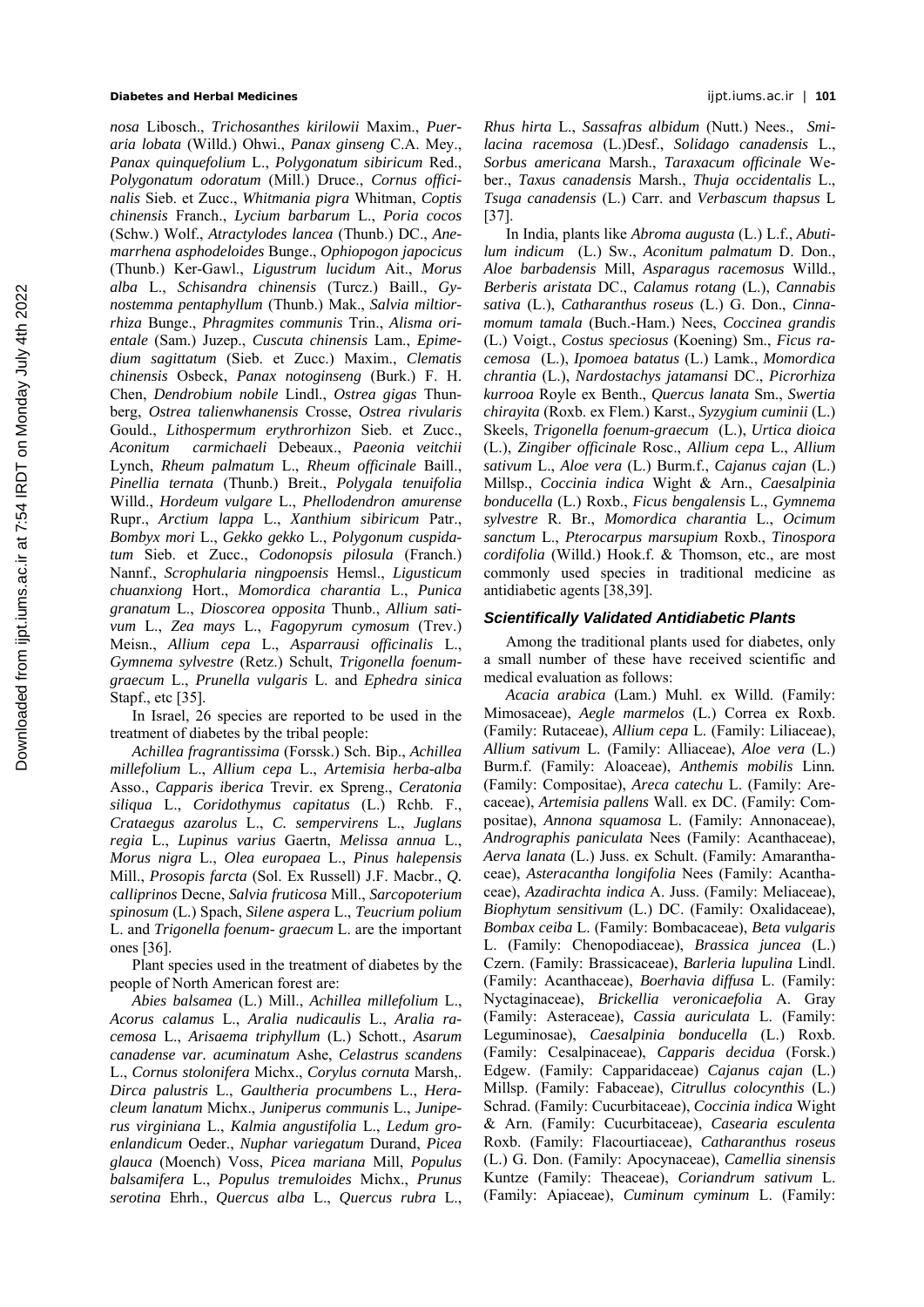*nosa* Libosch., *Trichosanthes kirilowii* Maxim., *Pueraria lobata* (Willd.) Ohwi., *Panax ginseng* C.A. Mey., *Panax quinquefolium* L., *Polygonatum sibiricum* Red., *Polygonatum odoratum* (Mill.) Druce., *Cornus officinalis* Sieb. et Zucc., *Whitmania pigra* Whitman, *Coptis chinensis* Franch., *Lycium barbarum* L., *Poria cocos* (Schw.) Wolf., *Atractylodes lancea* (Thunb.) DC., *Anemarrhena asphodeloides* Bunge., *Ophiopogon japocicus* (Thunb.) Ker-Gawl., *Ligustrum lucidum* Ait., *Morus alba* L., *Schisandra chinensis* (Turcz.) Baill., *Gynostemma pentaphyllum* (Thunb.) Mak., *Salvia miltiorrhiza* Bunge., *Phragmites communis* Trin., *Alisma orientale* (Sam.) Juzep., *Cuscuta chinensis* Lam., *Epimedium sagittatum* (Sieb. et Zucc.) Maxim., *Clematis chinensis* Osbeck, *Panax notoginseng* (Burk.) F. H. Chen, *Dendrobium nobile* Lindl., *Ostrea gigas* Thunberg, *Ostrea talienwhanensis* Crosse, *Ostrea rivularis* Gould., *Lithospermum erythrorhizon* Sieb. et Zucc., *Aconitum carmichaeli* Debeaux., *Paeonia veitchii* Lynch, *Rheum palmatum* L., *Rheum officinale* Baill., *Pinellia ternata* (Thunb.) Breit., *Polygala tenuifolia* Willd., *Hordeum vulgare* L., *Phellodendron amurense* Rupr., *Arctium lappa* L., *Xanthium sibiricum* Patr., *Bombyx mori* L., *Gekko gekko* L., *Polygonum cuspidatum* Sieb. et Zucc., *Codonopsis pilosula* (Franch.) Nannf., *Scrophularia ningpoensis* Hemsl., *Ligusticum chuanxiong* Hort., *Momordica charantia* L., *Punica granatum* L., *Dioscorea opposita* Thunb., *Allium sativum* L., *Zea mays* L., *Fagopyrum cymosum* (Trev.) Meisn., *Allium cepa* L., *Asparrausi officinalis* L., *Gymnema sylvestre* (Retz.) Schult, *Trigonella foenum-graecum* L., *Prunella vulgaris* L. and *Ephedra sinica* Stapf., etc [35].

In Israel, 26 species are reported to be used in the treatment of diabetes by the tribal people:

*Achillea fragrantissima* (Forssk.) Sch. Bip., *Achillea millefolium* L., *Allium cepa* L., *Artemisia herba-alba* Asso., *Capparis iberica* Trevir. ex Spreng., *Ceratonia siliqua* L., *Coridothymus capitatus* (L.) Rchb. F., *Crataegus azarolus* L., *C. sempervirens* L., *Juglans regia* L., *Lupinus varius* Gaertn, *Melissa annua* L., *Morus nigra* L., *Olea europaea* L., *Pinus halepensis* Mill., *Prosopis farcta* (Sol. Ex Russell) J.F. Macbr., *Q. calliprinos* Decne, *Salvia fruticosa* Mill., *Sarcopoterium spinosum* (L.) Spach, *Silene aspera* L., *Teucrium polium* L. and *Trigonella foenum- graecum* L. are the important ones [36].

Plant species used in the treatment of diabetes by the people of North American forest are:

*Abies balsamea* (L.) Mill., *Achillea millefolium* L., *Acorus calamus* L., *Aralia nudicaulis* L., *Aralia racemosa* L., *Arisaema triphyllum* (L.) Schott., *Asarum canadense var. acuminatum* Ashe, *Celastrus scandens* L., *Cornus stolonifera* Michx., *Corylus cornuta* Marsh,. *Dirca palustris* L., *Gaultheria procumbens* L., *Heracleum lanatum* Michx., *Juniperus communis* L., *Juniperus virginiana* L., *Kalmia angustifolia* L., *Ledum groenlandicum* Oeder., *Nuphar variegatum* Durand, *Picea glauca* (Moench) Voss, *Picea mariana* Mill, *Populus balsamifera* L., *Populus tremuloides* Michx., *Prunus serotina* Ehrh., *Quercus alba* L., *Quercus rubra* L., *Rhus hirta* L., *Sassafras albidum* (Nutt.) Nees., *Smilacina racemosa* (L.)Desf., *Solidago canadensis* L., *Sorbus americana* Marsh., *Taraxacum officinale* Weber., *Taxus canadensis* Marsh., *Thuja occidentalis* L., *Tsuga canadensis* (L.) Carr. and *Verbascum thapsus* L [37].

In India, plants like *Abroma augusta* (L.) L.f., *Abutilum indicum* (L.) Sw., *Aconitum palmatum* D. Don., *Aloe barbadensis* Mill, *Asparagus racemosus* Willd., *Berberis aristata* DC., *Calamus rotang* (L.), *Cannabis sativa* (L.), *Catharanthus roseus* (L.) G. Don., *Cinnamomum tamala* (Buch.-Ham.) Nees, *Coccinea grandis* (L.) Voigt., *Costus speciosus* (Koening) Sm., *Ficus racemosa* (L.), *Ipomoea batatus* (L.) Lamk., *Momordica chrantia* (L.), *Nardostachys jatamansi* DC., *Picrorhiza kurrooa* Royle ex Benth., *Quercus lanata* Sm., *Swertia chirayita* (Roxb. ex Flem.) Karst., *Syzygium cuminii* (L.) Skeels, *Trigonella foenum-graecum* (L.), *Urtica dioica* (L.), *Zingiber officinale* Rosc., *Allium cepa* L., *Allium sativum* L., *Aloe vera* (L.) Burm.f., *Cajanus cajan* (L.) Millsp., *Coccinia indica* Wight & Arn., *Caesalpinia bonducella* (L.) Roxb., *Ficus bengalensis* L., *Gymnema sylvestre* R. Br., *Momordica charantia* L., *Ocimum sanctum* L., *Pterocarpus marsupium* Roxb., *Tinospora cordifolia* (Willd.) Hook.f. & Thomson, etc., are most commonly used species in traditional medicine as antidiabetic agents [38,39].

### Scientifically Validated Antidiabetic Plants

Among the traditional plants used for diabetes, only a small number of these have received scientific and medical evaluation as follows:

*Acacia arabica* (Lam.) Muhl. ex Willd. (Family: Mimosaceae), *Aegle marmelos* (L.) Correa ex Roxb. (Family: Rutaceae), *Allium cepa* L. (Family: Liliaceae), *Allium sativum* L. (Family: Alliaceae), *Aloe vera* (L.) Burm.f. (Family: Aloaceae), *Anthemis mobilis* Linn. (Family: Compositae), *Areca catechu* L. (Family: Arecaceae), *Artemisia pallens* Wall. ex DC. (Family: Compositae), *Annona squamosa* L. (Family: Annonaceae), *Andrographis paniculata* Nees (Family: Acanthaceae), *Aerva lanata* (L.) Juss. ex Schult. (Family: Amaranthaceae), *Asteracantha longifolia* Nees (Family: Acanthaceae), *Azadirachta indica* A. Juss. (Family: Meliaceae), *Biophytum sensitivum* (L.) DC. (Family: Oxalidaceae), *Bombax ceiba* L. (Family: Bombacaceae), *Beta vulgaris* L. (Family: Chenopodiaceae), *Brassica juncea* (L.) Czern. (Family: Brassicaceae), *Barleria lupulina* Lindl. (Family: Acanthaceae), *Boerhavia diffusa* L. (Family: Nyctaginaceae), *Brickellia veronicaefolia* A. Gray (Family: Asteraceae), *Cassia auriculata* L. (Family: Leguminosae), *Caesalpinia bonducella* (L.) Roxb. (Family: Cesalpinaceae), *Capparis decidua* (Forsk.) Edgew. (Family: Capparidaceae) *Cajanus cajan* (L.) Millsp. (Family: Fabaceae), *Citrullus colocynthis* (L.) Schrad. (Family: Cucurbitaceae), *Coccinia indica* Wight & Arn. (Family: Cucurbitaceae), *Casearia esculenta* Roxb. (Family: Flacourtiaceae), *Catharanthus roseus* (L.) G. Don. (Family: Apocynaceae), *Camellia sinensis* Kuntze (Family: Theaceae), *Coriandrum sativum* L. (Family: Apiaceae), *Cuminum cyminum* L. (Family: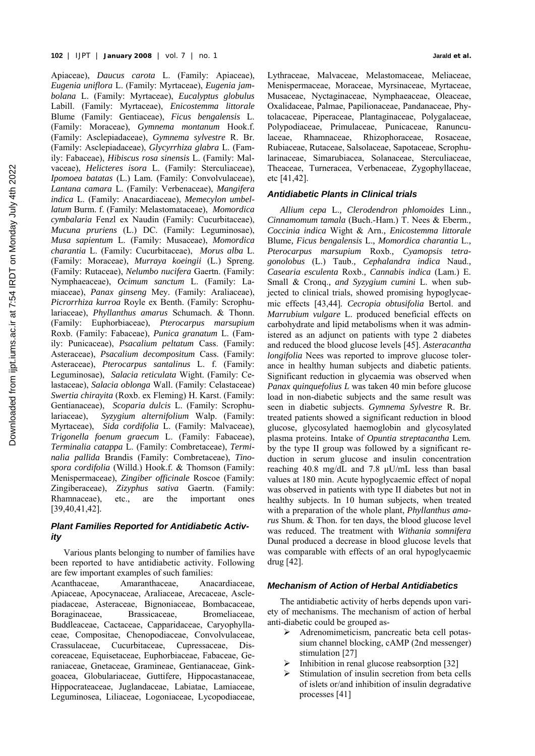Apiaceae), *Daucus carota* L. (Family: Apiaceae), *Eugenia uniflora* L. (Family: Myrtaceae), *Eugenia jambolana* L. (Family: Myrtaceae), *Eucalyptus globulus* Labill. (Family: Myrtaceae), *Enicostemma littorale* Blume (Family: Gentiaceae), *Ficus bengalensis* L. (Family: Moraceae), *Gymnema montanum* Hook.f. (Family: Asclepiadaceae), *Gymnema sylvestre* R. Br. (Family: Asclepiadaceae), *Glycyrrhiza glabra* L. (Family: Fabaceae), *Hibiscus rosa sinensis* L. (Family: Malvaceae), *Helicteres isora* L. (Family: Sterculiaceae), *Ipomoea batatas* (L.) Lam. (Family: Convolvulaceae), *Lantana camara* L. (Family: Verbenaceae), *Mangifera indica* L. (Family: Anacardiaceae), *Memecylon umbellatum* Burm. f. (Family: Melastomataceae), *Momordica cymbalaria* Fenzl ex Naudin (Family: Cucurbitaceae), *Mucuna pruriens* (L.) DC. (Family: Leguminosae), *Musa sapientum* L. (Family: Musaceae), *Momordica charantia* L. (Family: Cucurbitaceae), *Morus alba* L. (Family: Moraceae), *Murraya koeingii* (L.) Spreng. (Family: Rutaceae), *Nelumbo nucifera* Gaertn. (Family: Nymphaeaceae), *Ocimum sanctum* L. (Family: Lamiaceae), *Panax ginseng* Mey. (Family: Araliaceae), *Picrorrhiza kurroa* Royle ex Benth. (Family: Scrophulariaceae), *Phyllanthus amarus* Schumach. & Thonn. (Family: Euphorbiaceae), *Pterocarpus marsupium* Roxb. (Family: Fabaceae), *Punica granatum* L. (Family: Punicaceae), *Psacalium peltatum* Cass. (Family: Asteraceae), *Psacalium decompositum* Cass. (Family: Asteraceae), *Pterocarpus santalinus* L. f. (Family: Leguminosae), *Salacia reticulata* Wight. (Family: Celastaceae), *Salacia oblonga* Wall. (Family: Celastaceae) *Swertia chirayita* (Roxb. ex Fleming) H. Karst. (Family: Gentianaceae), *Scoparia dulcis* L. (Family: Scrophulariaceae), *Syzygium alternifolium* Walp. (Family: Myrtaceae), *Sida cordifolia* L. (Family: Malvaceae), *Trigonella foenum graecum* L. (Family: Fabaceae), *Terminalia catappa* L. (Family: Combretaceae), *Terminalia pallida* Brandis (Family: Combretaceae), *Tinospora cordifolia* (Willd.) Hook.f. & Thomson (Family: Menispermaceae), *Zingiber officinale* Roscoe (Family: Zingiberaceae), *Zizyphus sativa* Gaertn. (Family: Rhamnaceae), etc., are the important ones [39,40,41,42].

### Plant Families Reported for Antidiabetic Activity

Various plants belonging to number of families have been reported to have antidiabetic activity. Following are few important examples of such families:

Acanthaceae, Amaranthaceae, Anacardiaceae, Apiaceae, Apocynaceae, Araliaceae, Arecaceae, Asclepiadaceae, Asteraceae, Bignoniaceae, Bombacaceae, Boraginaceae, Brassicaceae, Bromeliaceae, Buddleaceae, Cactaceae, Capparidaceae, Caryophyllaceae, Compositae, Chenopodiaceae, Convolvulaceae, Crassulaceae, Cucurbitaceae, Cupressaceae, Discoreaceae, Equisetaceae, Euphorbiaceae, Fabaceae, Geraniaceae, Gnetaceae, Gramineae, Gentianaceae, Ginkgoacea, Globulariaceae, Guttifere, Hippocastanaceae, Hippocrateaceae, Juglandaceae, Labiatae, Lamiaceae, Leguminosea, Liliaceae, Logoniaceae, Lycopodiaceae, Lythraceae, Malvaceae, Melastomaceae, Meliaceae, Menispermaceae, Moraceae, Myrsinaceae, Myrtaceae, Musaceae, Nyctaginaceae, Nymphaeaceae, Oleaceae, Oxalidaceae, Palmae, Papilionaceae, Pandanaceae, Phytolacaceae, Piperaceae, Plantaginaceae, Polygalaceae, Polypodiaceae, Primulaceae, Punicaceae, Ranunculaceae, Rhamnaceae, Rhizophoraceae, Rosaceae, Rubiaceae, Rutaceae, Salsolaceae, Sapotaceae, Scrophularinaceae, Simarubiacea, Solanaceae, Sterculiaceae, Theaceae, Turneracea, Verbenaceae, Zygophyllaceae, etc [41,42].

### Antidiabetic Plants in Clinical trials

*Allium cepa* L., *Clerodendron phlomoides* Linn., *Cinnamomum tamala* (Buch.-Ham.) T. Nees & Eberm., *Coccinia indica* Wight & Arn., *Enicostemma littorale* Blume, *Ficus bengalensis* L., *Momordica charantia* L., *Pterocarpus marsupium* Roxb., *Cyamopsis tetragonolobus* (L.) Taub., *Cephalandra indica* Naud., *Casearia esculenta* Roxb., *Cannabis indica* (Lam.) E. Small & Cronq., *and Syzygium cumini* L. when subjected to clinical trials, showed promising hypoglycaemic effects [43,44]. *Cecropia obtusifolia* Bertol. and *Marrubium vulgare* L. produced beneficial effects on carbohydrate and lipid metabolisms when it was administered as an adjunct on patients with type 2 diabetes and reduced the blood glucose levels [45]. *Asteracantha longifolia* Nees was reported to improve glucose tolerance in healthy human subjects and diabetic patients. Significant reduction in glycaemia was observed when *Panax quinquefolius L* was taken 40 min before glucose load in non-diabetic subjects and the same result was seen in diabetic subjects. *Gymnema Sylvestre* R. Br. treated patients showed a significant reduction in blood glucose, glycosylated haemoglobin and glycosylated plasma proteins. Intake of *Opuntia streptacantha* Lem. by the type II group was followed by a significant reduction in serum glucose and insulin concentration reaching 40.8 mg/dL and 7.8 µU/mL less than basal values at 180 min. Acute hypoglycaemic effect of nopal was observed in patients with type II diabetes but not in healthy subjects. In 10 human subjects, when treated with a preparation of the whole plant, *Phyllanthus amarus* Shum. & Thon. for ten days, the blood glucose level was reduced. The treatment with *Withania somnifera* Dunal produced a decrease in blood glucose levels that was comparable with effects of an oral hypoglycaemic drug [42].

### Mechanism of Action of Herbal Antidiabetics

The antidiabetic activity of herbs depends upon variety of mechanisms. The mechanism of action of herbal anti-diabetic could be grouped as-

- Adrenomimeticism, pancreatic beta cell potassium channel blocking, cAMP (2nd messenger) stimulation [27]
- Inhibition in renal glucose reabsorption [32]
- Stimulation of insulin secretion from beta cells of islets or/and inhibition of insulin degradative processes [41]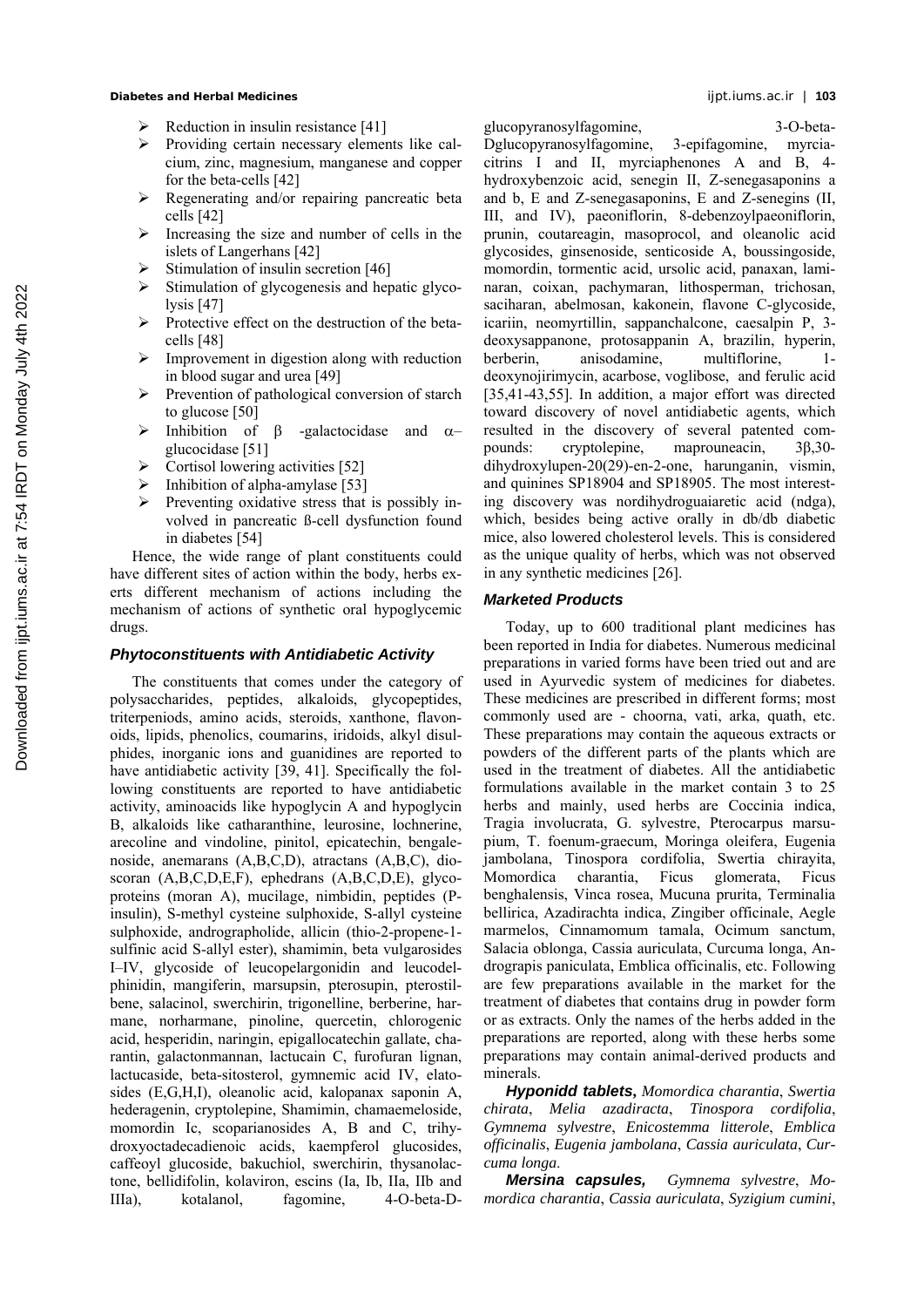- Reduction in insulin resistance [41]
- Providing certain necessary elements like calcium, zinc, magnesium, manganese and copper for the beta-cells [42]
- Regenerating and/or repairing pancreatic beta cells [42]
- Increasing the size and number of cells in the islets of Langerhans [42]
- Stimulation of insulin secretion [46]
- Stimulation of glycogenesis and hepatic glycolysis [47]
- Protective effect on the destruction of the beta-cells [48]
- Improvement in digestion along with reduction in blood sugar and urea [49]
- Prevention of pathological conversion of starch to glucose [50]
- Inhibition of β -galactocidase and α–glucocidase [51]
- Cortisol lowering activities [52]
- Inhibition of alpha-amylase [53]
- Preventing oxidative stress that is possibly involved in pancreatic ß-cell dysfunction found in diabetes [54]

Hence, the wide range of plant constituents could have different sites of action within the body, herbs exerts different mechanism of actions including the mechanism of actions of synthetic oral hypoglycemic drugs.

### Phytoconstituents with Antidiabetic Activity

The constituents that comes under the category of polysaccharides, peptides, alkaloids, glycopeptides, triterpeniods, amino acids, steroids, xanthone, flavonoids, lipids, phenolics, coumarins, iridoids, alkyl disulphides, inorganic ions and guanidines are reported to have antidiabetic activity [39, 41]. Specifically the following constituents are reported to have antidiabetic activity, aminoacids like hypoglycin A and hypoglycin B, alkaloids like catharanthine, leurosine, lochnerine, arecoline and vindoline, pinitol, epicatechin, bengalenoside, anemarans (A,B,C,D), atractans (A,B,C), dioscoran (A,B,C,D,E,F), ephedrans (A,B,C,D,E), glycoproteins (moran A), mucilage, nimbidin, peptides (P-insulin), S-methyl cysteine sulphoxide, S-allyl cysteine sulphoxide, andrographolide, allicin (thio-2-propene-1-sulfinic acid S-allyl ester), shamimin, beta vulgarosides I–IV, glycoside of leucopelargonidin and leucodelphinidin, mangiferin, marsupsin, pterosupin, pterostilbene, salacinol, swerchirin, trigonelline, berberine, harmane, norharmane, pinoline, quercetin, chlorogenic acid, hesperidin, naringin, epigallocatechin gallate, charantin, galactonmannan, lactucain C, furofuran lignan, lactucaside, beta-sitosterol, gymnemic acid IV, elatosides (E,G,H,I), oleanolic acid, kalopanax saponin A, hederagenin, cryptolepine, Shamimin, chamaemeloside, momordin Ic, scoparianosides A, B and C, trihydroxyoctadecadienoic acids, kaempferol glucosides, caffeoyl glucoside, bakuchiol, swerchirin, thysanolactone, bellidifolin, kolaviron, escins (Ia, Ib, IIa, IIb and IIIa), kotalanol, fagomine, 4-O-beta-D-glucopyranosylfagomine, 3-O-beta-Dglucopyranosylfagomine, 3-epifagomine, myrciacitrins I and II, myrciaphenones A and B, 4-hydroxybenzoic acid, senegin II, Z-senegasaponins a and b, E and Z-senegasaponins, E and Z-senegins (II, III, and IV), paeoniflorin, 8-debenzoylpaeoniflorin, prunin, coutareagin, masoprocol, and oleanolic acid glycosides, ginsenoside, senticoside A, boussingoside, momordin, tormentic acid, ursolic acid, panaxan, laminaran, coixan, pachymaran, lithosperman, trichosan, saciharan, abelmosan, kakonein, flavone C-glycoside, icariin, neomyrtillin, sappanchalcone, caesalpin P, 3-deoxysappanone, protosappanin A, brazilin, hyperin, berberin, anisodamine, multiflorine, 1-deoxynojirimycin, acarbose, voglibose, and ferulic acid [35,41-43,55]. In addition, a major effort was directed toward discovery of novel antidiabetic agents, which resulted in the discovery of several patented compounds: cryptolepine, maprouneacin, 3β,30-dihydroxylupen-20(29)-en-2-one, harunganin, vismin, and quinines SP18904 and SP18905. The most interesting discovery was nordihydroguaiaretic acid (ndga), which, besides being active orally in db/db diabetic mice, also lowered cholesterol levels. This is considered as the unique quality of herbs, which was not observed in any synthetic medicines [26].

### Marketed Products

Today, up to 600 traditional plant medicines has been reported in India for diabetes. Numerous medicinal preparations in varied forms have been tried out and are used in Ayurvedic system of medicines for diabetes. These medicines are prescribed in different forms; most commonly used are - choorna, vati, arka, quath, etc. These preparations may contain the aqueous extracts or powders of the different parts of the plants which are used in the treatment of diabetes. All the antidiabetic formulations available in the market contain 3 to 25 herbs and mainly, used herbs are Coccinia indica, Tragia involucrata, G. sylvestre, Pterocarpus marsupium, T. foenum-graecum, Moringa oleifera, Eugenia jambolana, Tinospora cordifolia, Swertia chirayita, Momordica charantia, Ficus glomerata, Ficus benghalensis, Vinca rosea, Mucuna prurita, Terminalia bellirica, Azadirachta indica, Zingiber officinale, Aegle marmelos, Cinnamomum tamala, Ocimum sanctum, Salacia oblonga, Cassia auriculata, Curcuma longa, Andrograpis paniculata, Emblica officinalis, etc. Following are few preparations available in the market for the treatment of diabetes that contains drug in powder form or as extracts. Only the names of the herbs added in the preparations are reported, along with these herbs some preparations may contain animal-derived products and minerals.

***Hyponidd tablets,*** *Momordica charantia*, *Swertia chirata*, *Melia azadiracta*, *Tinospora cordifolia*, *Gymnema sylvestre*, *Enicostemma litterole*, *Emblica officinalis*, *Eugenia jambolana*, *Cassia auriculata*, *Curcuma longa*.

***Mersina capsules,*** *Gymnema sylvestre*, *Momordica charantia*, *Cassia auriculata*, *Syzigium cumini*,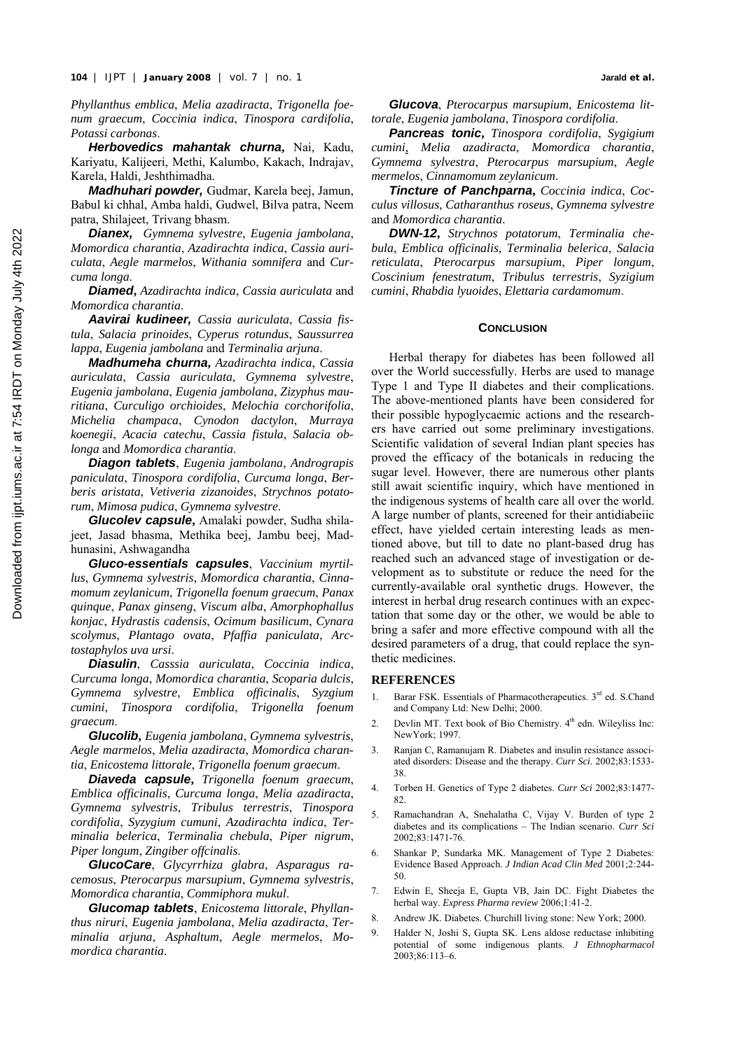*Phyllanthus emblica*, *Melia azadiracta*, *Trigonella foenum graecum*, *Coccinia indica*, *Tinospora cardifolia*, *Potassi carbonas*.

***Herbovedics mahantak churna,*** Nai, Kadu, Kariyatu, Kalijeeri, Methi, Kalumbo, Kakach, Indrajav, Karela, Haldi, Jeshthimadha.

***Madhuhari powder,*** Gudmar, Karela beej, Jamun, Babul ki chhal, Amba haldi, Gudwel, Bilva patra, Neem patra, Shilajeet, Trivang bhasm.

***Dianex,*** *Gymnema sylvestre*, *Eugenia jambolana*, *Momordica charantia*, *Azadirachta indica*, *Cassia auriculata*, *Aegle marmelos*, *Withania somnifera* and *Curcuma longa*.

***Diamed,*** *Azadirachta indica*, *Cassia auriculata* and *Momordica charantia*.

***Aavirai kudineer,*** *Cassia auriculata*, *Cassia fistula*, *Salacia prinoides*, *Cyperus rotundus*, *Saussurrea lappa*, *Eugenia jambolana* and *Terminalia arjuna*.

***Madhumeha churna,*** *Azadirachta indica*, *Cassia auriculata*, *Cassia auriculata*, *Gymnema sylvestre*, *Eugenia jambolana*, *Eugenia jambolana*, *Zizyphus mauritiana*, *Curculigo orchioides*, *Melochia corchorifolia*, *Michelia champaca*, *Cynodon dactylon*, *Murraya koenegii*, *Acacia catechu*, *Cassia fistula*, *Salacia oblonga* and *Momordica charantia*.

***Diagon tablets***, *Eugenia jambolana*, *Andrograpis paniculata*, *Tinospora cordifolia*, *Curcuma longa*, *Berberis aristata*, *Vetiveria zizanoides*, *Strychnos potatorum*, *Mimosa pudica*, *Gymnema sylvestre*.

***Glucolev capsule,*** Amalaki powder, Sudha shilajeet, Jasad bhasma, Methika beej, Jambu beej, Madhunasini, Ashwagandha

***Gluco-essentials capsules***, *Vaccinium myrtillus*, *Gymnema sylvestris*, *Momordica charantia*, *Cinnamomum zeylanicum*, *Trigonella foenum graecum*, *Panax quinque*, *Panax ginseng*, *Viscum alba*, *Amorphophallus konjac*, *Hydrastis cadensis*, *Ocimum basilicum*, *Cynara scolymus*, *Plantago ovata*, *Pfaffia paniculata*, *Arctostaphylos uva ursi*.

***Diasulin***, *Casssia auriculata*, *Coccinia indica*, *Curcuma longa*, *Momordica charantia*, *Scoparia dulcis*, *Gymnema sylvestre*, *Emblica officinalis*, *Syzgium cumini*, *Tinospora cordifolia*, *Trigonella foenum graecum*.

***Glucolib,*** *Eugenia jambolana*, *Gymnema sylvestris*, *Aegle marmelos*, *Melia azadiracta*, *Momordica charantia*, *Enicostema littorale*, *Trigonella foenum graecum*.

***Diaveda capsule,*** *Trigonella foenum graecum*, *Emblica officinalis*, *Curcuma longa*, *Melia azadiracta*, *Gymnema sylvestris*, *Tribulus terrestris*, *Tinospora cordifolia*, *Syzygium cumuni*, *Azadirachta indica*, *Terminalia belerica*, *Terminalia chebula*, *Piper nigrum*, *Piper longum*, *Zingiber offcinalis*.

***GlucoCare***, *Glycyrrhiza glabra*, *Asparagus racemosus*, *Pterocarpus marsupium*, *Gymnema sylvestris*, *Momordica charantia*, *Commiphora mukul*.

***Glucomap tablets***, *Enicostema littorale*, *Phyllanthus niruri*, *Eugenia jambolana*, *Melia azadiracta*, *Terminalia arjuna*, *Asphaltum*, *Aegle mermelos*, *Momordica charantia*.

***Glucova***, *Pterocarpus marsupium*, *Enicostema littorale*, *Eugenia jambolana*, *Tinospora cordifolia*.

***Pancreas tonic,*** *Tinospora cordifolia*, *Sygigium cumini*, *Melia azadiracta*, *Momordica charantia*, *Gymnema sylvestra*, *Pterocarpus marsupium*, *Aegle mermelos*, *Cinnamomum zeylanicum*.

***Tincture of Panchparna,*** *Coccinia indica*, *Cocculus villosus*, *Catharanthus roseus*, *Gymnema sylvestre* and *Momordica charantia*.

***DWN-12,*** *Strychnos potatorum*, *Terminalia chebula*, *Emblica officinalis*, *Terminalia belerica*, *Salacia reticulata*, *Pterocarpus marsupium*, *Piper longum*, *Coscinium fenestratum*, *Tribulus terrestris*, *Syzigium cumini*, *Rhabdia lyuoides*, *Elettaria cardamomum*.

## CONCLUSION

Herbal therapy for diabetes has been followed all over the World successfully. Herbs are used to manage Type 1 and Type II diabetes and their complications. The above-mentioned plants have been considered for their possible hypoglycaemic actions and the researchers have carried out some preliminary investigations. Scientific validation of several Indian plant species has proved the efficacy of the botanicals in reducing the sugar level. However, there are numerous other plants still await scientific inquiry, which have mentioned in the indigenous systems of health care all over the world. A large number of plants, screened for their antidiabeiic effect, have yielded certain interesting leads as mentioned above, but till to date no plant-based drug has reached such an advanced stage of investigation or development as to substitute or reduce the need for the currently-available oral synthetic drugs. However, the interest in herbal drug research continues with an expectation that some day or the other, we would be able to bring a safer and more effective compound with all the desired parameters of a drug, that could replace the synthetic medicines.

## REFERENCES

1. Barar FSK. Essentials of Pharmacotherapeutics. 3rd ed. S.Chand and Company Ltd: New Delhi; 2000.
2. Devlin MT. Text book of Bio Chemistry. 4th edn. Wileyliss Inc: NewYork; 1997.
3. Ranjan C, Ramanujam R. Diabetes and insulin resistance associated disorders: Disease and the therapy. *Curr Sci*. 2002;83:1533-38.
4. Torben H. Genetics of Type 2 diabetes. *Curr Sci* 2002;83:1477-82.
5. Ramachandran A, Snehalatha C, Vijay V. Burden of type 2 diabetes and its complications – The Indian scenario. *Curr Sci* 2002;83:1471-76.
6. Shankar P, Sundarka MK. Management of Type 2 Diabetes: Evidence Based Approach. *J Indian Acad Clin Med* 2001;2:244-50.
7. Edwin E, Sheeja E, Gupta VB, Jain DC. Fight Diabetes the herbal way. *Express Pharma review* 2006;1:41-2.
8. Andrew JK. Diabetes. Churchill living stone: New York; 2000.
9. Halder N, Joshi S, Gupta SK. Lens aldose reductase inhibiting potential of some indigenous plants. *J Ethnopharmacol* 2003;86:113–6.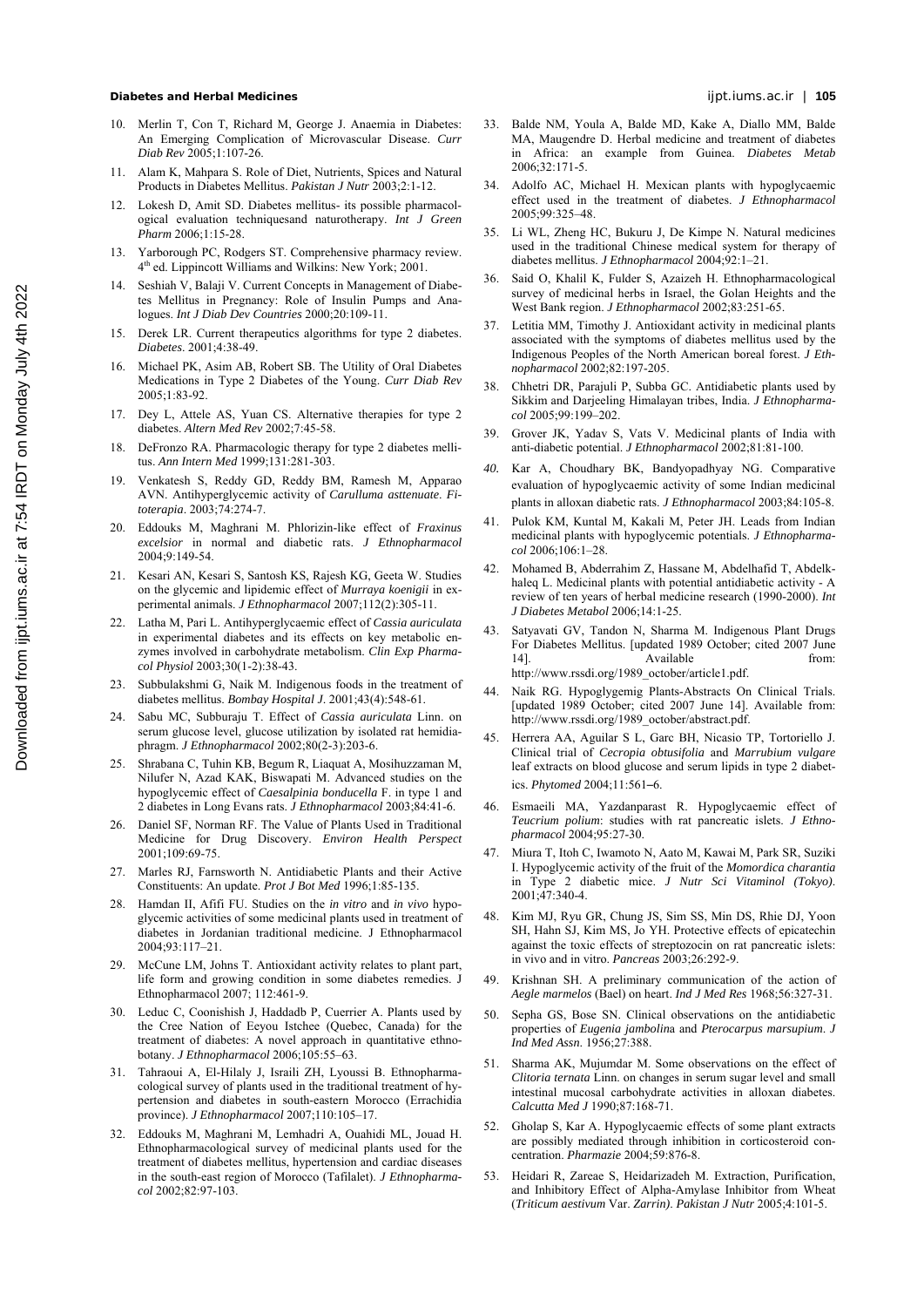10. Merlin T, Con T, Richard M, George J. Anaemia in Diabetes: An Emerging Complication of Microvascular Disease. *Curr Diab Rev* 2005;1:107-26.
11. Alam K, Mahpara S. Role of Diet, Nutrients, Spices and Natural Products in Diabetes Mellitus. *Pakistan J Nutr* 2003;2:1-12.
12. Lokesh D, Amit SD. Diabetes mellitus- its possible pharmacological evaluation techniquesand naturotherapy. *Int J Green Pharm* 2006;1:15-28.
13. Yarborough PC, Rodgers ST. Comprehensive pharmacy review. 4th ed. Lippincott Williams and Wilkins: New York; 2001.
14. Seshiah V, Balaji V. Current Concepts in Management of Diabetes Mellitus in Pregnancy: Role of Insulin Pumps and Analogues. *Int J Diab Dev Countries* 2000;20:109-11.
15. Derek LR. Current therapeutics algorithms for type 2 diabetes. *Diabetes*. 2001;4:38-49.
16. Michael PK, Asim AB, Robert SB. The Utility of Oral Diabetes Medications in Type 2 Diabetes of the Young. *Curr Diab Rev* 2005;1:83-92.
17. Dey L, Attele AS, Yuan CS. Alternative therapies for type 2 diabetes. *Altern Med Rev* 2002;7:45-58.
18. DeFronzo RA. Pharmacologic therapy for type 2 diabetes mellitus. *Ann Intern Med* 1999;131:281-303.
19. Venkatesh S, Reddy GD, Reddy BM, Ramesh M, Apparao AVN. Antihyperglycemic activity of *Carulluma asttenuate*. *Fitoterapia*. 2003;74:274-7.
20. Eddouks M, Maghrani M. Phlorizin-like effect of *Fraxinus excelsior* in normal and diabetic rats. *J Ethnopharmacol* 2004;9:149-54.
21. Kesari AN, Kesari S, Santosh KS, Rajesh KG, Geeta W. Studies on the glycemic and lipidemic effect of *Murraya koenigii* in experimental animals. *J Ethnopharmacol* 2007;112(2):305-11.
22. Latha M, Pari L. Antihyperglycaemic effect of *Cassia auriculata* in experimental diabetes and its effects on key metabolic enzymes involved in carbohydrate metabolism. *Clin Exp Pharmacol Physiol* 2003;30(1-2):38-43.
23. Subbulakshmi G, Naik M. Indigenous foods in the treatment of diabetes mellitus. *Bombay Hospital J*. 2001;43(4):548-61.
24. Sabu MC, Subburaju T. Effect of *Cassia auriculata* Linn. on serum glucose level, glucose utilization by isolated rat hemidiaphragm. *J Ethnopharmacol* 2002;80(2-3):203-6.
25. Shrabana C, Tuhin KB, Begum R, Liaquat A, Mosihuzzaman M, Nilufer N, Azad KAK, Biswapati M. Advanced studies on the hypoglycemic effect of *Caesalpinia bonducella* F. in type 1 and 2 diabetes in Long Evans rats. *J Ethnopharmacol* 2003;84:41-6.
26. Daniel SF, Norman RF. The Value of Plants Used in Traditional Medicine for Drug Discovery. *Environ Health Perspect* 2001;109:69-75.
27. Marles RJ, Farnsworth N. Antidiabetic Plants and their Active Constituents: An update. *Prot J Bot Med* 1996;1:85-135.
28. Hamdan II, Afifi FU. Studies on the *in vitro* and *in vivo* hypoglycemic activities of some medicinal plants used in treatment of diabetes in Jordanian traditional medicine. J Ethnopharmacol 2004;93:117–21.
29. McCune LM, Johns T. Antioxidant activity relates to plant part, life form and growing condition in some diabetes remedies. J Ethnopharmacol 2007; 112:461-9.
30. Leduc C, Coonishish J, Haddadb P, Cuerrier A. Plants used by the Cree Nation of Eeyou Istchee (Quebec, Canada) for the treatment of diabetes: A novel approach in quantitative ethnobotany. *J Ethnopharmacol* 2006;105:55–63.
31. Tahraoui A, El-Hilaly J, Israili ZH, Lyoussi B. Ethnopharmacological survey of plants used in the traditional treatment of hypertension and diabetes in south-eastern Morocco (Errachidia province). *J Ethnopharmacol* 2007;110:105–17.
32. Eddouks M, Maghrani M, Lemhadri A, Ouahidi ML, Jouad H. Ethnopharmacological survey of medicinal plants used for the treatment of diabetes mellitus, hypertension and cardiac diseases in the south-east region of Morocco (Tafilalet). *J Ethnopharmacol* 2002;82:97-103.
33. Balde NM, Youla A, Balde MD, Kake A, Diallo MM, Balde MA, Maugendre D. Herbal medicine and treatment of diabetes in Africa: an example from Guinea. *Diabetes Metab* 2006;32:171-5.
34. Adolfo AC, Michael H. Mexican plants with hypoglycaemic effect used in the treatment of diabetes. *J Ethnopharmacol* 2005;99:325–48.
35. Li WL, Zheng HC, Bukuru J, De Kimpe N. Natural medicines used in the traditional Chinese medical system for therapy of diabetes mellitus. *J Ethnopharmacol* 2004;92:1–21.
36. Said O, Khalil K, Fulder S, Azaizeh H. Ethnopharmacological survey of medicinal herbs in Israel, the Golan Heights and the West Bank region. *J Ethnopharmacol* 2002;83:251-65.
37. Letitia MM, Timothy J. Antioxidant activity in medicinal plants associated with the symptoms of diabetes mellitus used by the Indigenous Peoples of the North American boreal forest. *J Ethnopharmacol* 2002;82:197-205.
38. Chhetri DR, Parajuli P, Subba GC. Antidiabetic plants used by Sikkim and Darjeeling Himalayan tribes, India. *J Ethnopharmacol* 2005;99:199–202.
39. Grover JK, Yadav S, Vats V. Medicinal plants of India with anti-diabetic potential. *J Ethnopharmacol* 2002;81:81-100.
40. Kar A, Choudhary BK, Bandyopadhyay NG. Comparative evaluation of hypoglycaemic activity of some Indian medicinal plants in alloxan diabetic rats. *J Ethnopharmacol* 2003;84:105-8.
41. Pulok KM, Kuntal M, Kakali M, Peter JH. Leads from Indian medicinal plants with hypoglycemic potentials. *J Ethnopharmacol* 2006;106:1–28.
42. Mohamed B, Abderrahim Z, Hassane M, Abdelhafid T, Abdelkhaleq L. Medicinal plants with potential antidiabetic activity - A review of ten years of herbal medicine research (1990-2000). *Int J Diabetes Metabol* 2006;14:1-25.
43. Satyavati GV, Tandon N, Sharma M. Indigenous Plant Drugs For Diabetes Mellitus. [updated 1989 October; cited 2007 June 14]. Available from: http://www.rssdi.org/1989_october/article1.pdf.
44. Naik RG. Hypoglygemig Plants-Abstracts On Clinical Trials. [updated 1989 October; cited 2007 June 14]. Available from: http://www.rssdi.org/1989_october/abstract.pdf.
45. Herrera AA, Aguilar S L, Garc BH, Nicasio TP, Tortoriello J. Clinical trial of *Cecropia obtusifolia* and *Marrubium vulgare* leaf extracts on blood glucose and serum lipids in type 2 diabetics. *Phytomed* 2004;11:561–6.
46. Esmaeili MA, Yazdanparast R. Hypoglycaemic effect of *Teucrium polium*: studies with rat pancreatic islets. *J Ethnopharmacol* 2004;95:27-30.
47. Miura T, Itoh C, Iwamoto N, Aato M, Kawai M, Park SR, Suziki I. Hypoglycemic activity of the fruit of the *Momordica charantia* in Type 2 diabetic mice. *J Nutr Sci Vitaminol (Tokyo)*. 2001;47:340-4.
48. Kim MJ, Ryu GR, Chung JS, Sim SS, Min DS, Rhie DJ, Yoon SH, Hahn SJ, Kim MS, Jo YH. Protective effects of epicatechin against the toxic effects of streptozocin on rat pancreatic islets: in vivo and in vitro. *Pancreas* 2003;26:292-9.
49. Krishnan SH. A preliminary communication of the action of *Aegle marmelos* (Bael) on heart. *Ind J Med Res* 1968;56:327-31.
50. Sepha GS, Bose SN. Clinical observations on the antidiabetic properties of *Eugenia jambolin*a and *Pterocarpus marsupium*. *J Ind Med Assn*. 1956;27:388.
51. Sharma AK, Mujumdar M. Some observations on the effect of *Clitoria ternata* Linn. on changes in serum sugar level and small intestinal mucosal carbohydrate activities in alloxan diabetes. *Calcutta Med J* 1990;87:168-71.
52. Gholap S, Kar A. Hypoglycaemic effects of some plant extracts are possibly mediated through inhibition in corticosteroid concentration. *Pharmazie* 2004;59:876-8.
53. Heidari R, Zareae S, Heidarizadeh M. Extraction, Purification, and Inhibitory Effect of Alpha-Amylase Inhibitor from Wheat (*Triticum aestivum* Var. *Zarrin)*. *Pakistan J Nutr* 2005;4:101-5.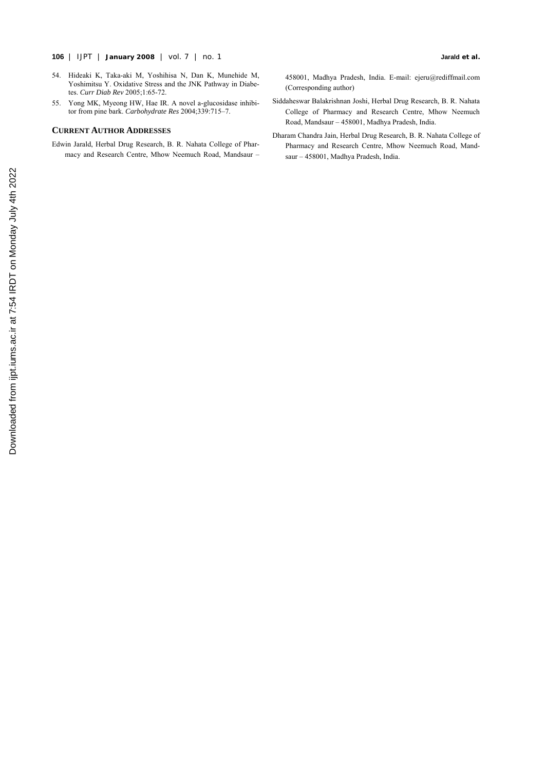54. Hideaki K, Taka-aki M, Yoshihisa N, Dan K, Munehide M, Yoshimitsu Y. Oxidative Stress and the JNK Pathway in Diabetes. *Curr Diab Rev* 2005;1:65-72.
55. Yong MK, Myeong HW, Hae IR. A novel a-glucosidase inhibitor from pine bark. *Carbohydrate Res* 2004;339:715–7.

## CURRENT AUTHOR ADDRESSES

Edwin Jarald, Herbal Drug Research, B. R. Nahata College of Pharmacy and Research Centre, Mhow Neemuch Road, Mandsaur – 458001, Madhya Pradesh, India. E-mail: ejeru@rediffmail.com (Corresponding author)

Siddaheswar Balakrishnan Joshi, Herbal Drug Research, B. R. Nahata College of Pharmacy and Research Centre, Mhow Neemuch Road, Mandsaur – 458001, Madhya Pradesh, India.

Dharam Chandra Jain, Herbal Drug Research, B. R. Nahata College of Pharmacy and Research Centre, Mhow Neemuch Road, Mandsaur – 458001, Madhya Pradesh, India.